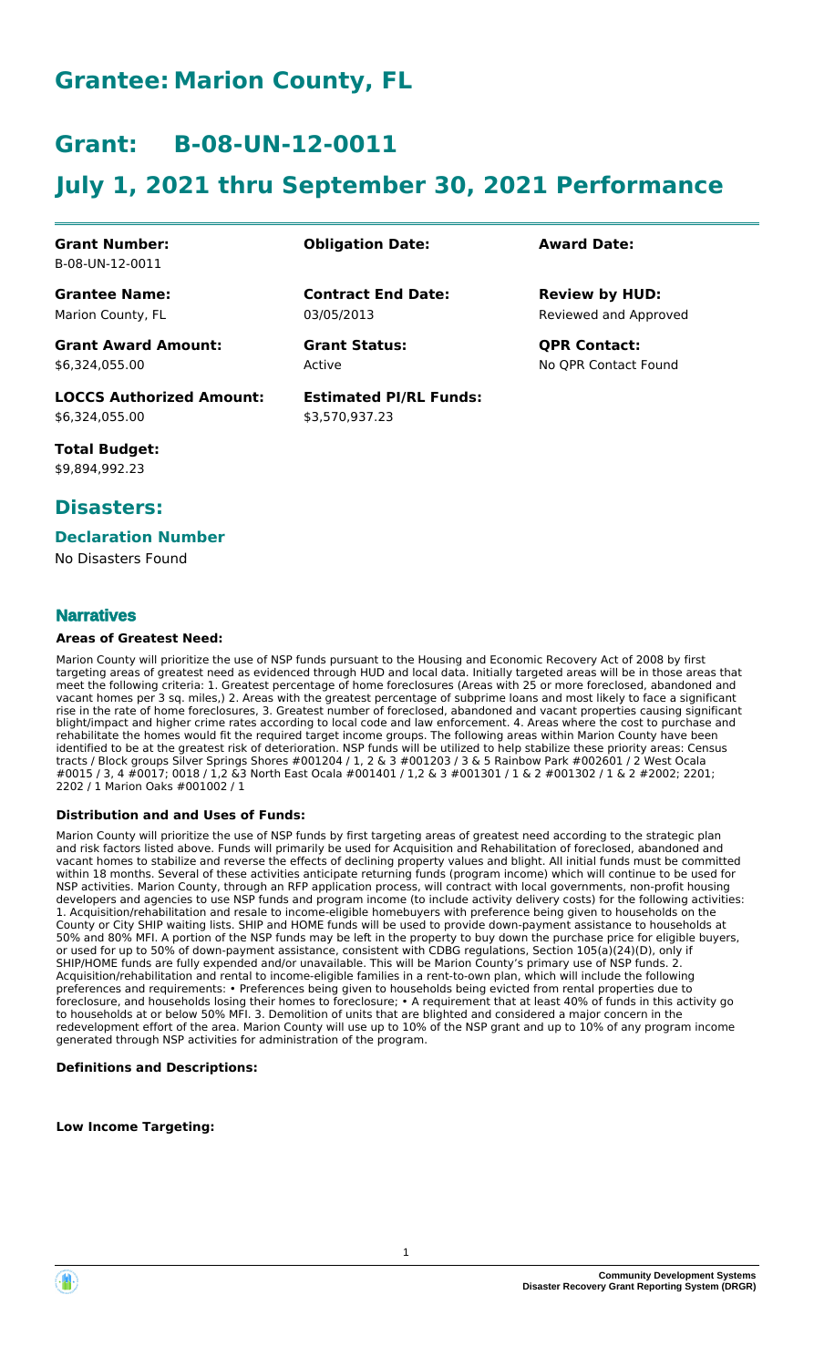# Grantee: Marion County, FL

# Grant: B-08-UN-12-0011

# July 1, 2021 thru September 30, 2021 Performance

| **Grant Number:** | **Obligation Date:** | **Award Date:** |
|---|---|---|
| B-08-UN-12-0011 | | |
| **Grantee Name:** | **Contract End Date:** | **Review by HUD:** |
| Marion County, FL | 03/05/2013 | Reviewed and Approved |
| **Grant Award Amount:** | **Grant Status:** | **QPR Contact:** |
| $6,324,055.00 | Active | No QPR Contact Found |
| **LOCCS Authorized Amount:** | **Estimated PI/RL Funds:** | |
| $6,324,055.00 | $3,570,937.23 | |
| **Total Budget:** | | |
| $9,894,992.23 | | |

## Disasters:

### Declaration Number

No Disasters Found

## Narratives

#### Areas of Greatest Need:

Marion County will prioritize the use of NSP funds pursuant to the Housing and Economic Recovery Act of 2008 by first targeting areas of greatest need as evidenced through HUD and local data. Initially targeted areas will be in those areas that meet the following criteria: 1. Greatest percentage of home foreclosures (Areas with 25 or more foreclosed, abandoned and vacant homes per 3 sq. miles,) 2. Areas with the greatest percentage of subprime loans and most likely to face a significant rise in the rate of home foreclosures, 3. Greatest number of foreclosed, abandoned and vacant properties causing significant blight/impact and higher crime rates according to local code and law enforcement. 4. Areas where the cost to purchase and rehabilitate the homes would fit the required target income groups. The following areas within Marion County have been identified to be at the greatest risk of deterioration. NSP funds will be utilized to help stabilize these priority areas: Census tracts / Block groups Silver Springs Shores #001204 / 1, 2 & 3 #001203 / 3 & 5 Rainbow Park #002601 / 2 West Ocala #0015 / 3, 4 #0017; 0018 / 1,2 &3 North East Ocala #001401 / 1,2 & 3 #001301 / 1 & 2 #001302 / 1 & 2 #2002; 2201; 2202 / 1 Marion Oaks #001002 / 1

#### Distribution and and Uses of Funds:

Marion County will prioritize the use of NSP funds by first targeting areas of greatest need according to the strategic plan and risk factors listed above. Funds will primarily be used for Acquisition and Rehabilitation of foreclosed, abandoned and vacant homes to stabilize and reverse the effects of declining property values and blight. All initial funds must be committed within 18 months. Several of these activities anticipate returning funds (program income) which will continue to be used for NSP activities. Marion County, through an RFP application process, will contract with local governments, non-profit housing developers and agencies to use NSP funds and program income (to include activity delivery costs) for the following activities: 1. Acquisition/rehabilitation and resale to income-eligible homebuyers with preference being given to households on the County or City SHIP waiting lists. SHIP and HOME funds will be used to provide down-payment assistance to households at 50% and 80% MFI. A portion of the NSP funds may be left in the property to buy down the purchase price for eligible buyers, or used for up to 50% of down-payment assistance, consistent with CDBG regulations, Section 105(a)(24)(D), only if SHIP/HOME funds are fully expended and/or unavailable. This will be Marion County's primary use of NSP funds. 2. Acquisition/rehabilitation and rental to income-eligible families in a rent-to-own plan, which will include the following preferences and requirements: • Preferences being given to households being evicted from rental properties due to foreclosure, and households losing their homes to foreclosure; • A requirement that at least 40% of funds in this activity go to households at or below 50% MFI. 3. Demolition of units that are blighted and considered a major concern in the redevelopment effort of the area. Marion County will use up to 10% of the NSP grant and up to 10% of any program income generated through NSP activities for administration of the program.

#### Definitions and Descriptions:

#### Low Income Targeting: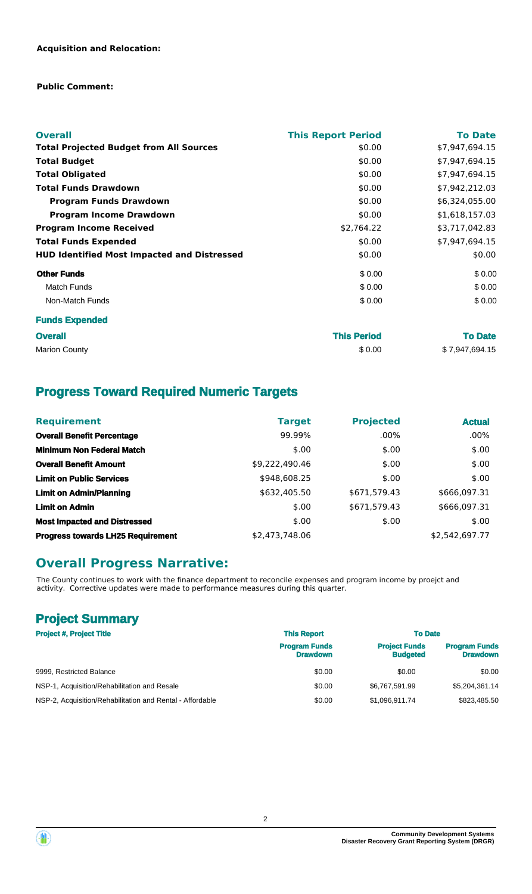**Acquisition and Relocation:**

**Public Comment:**

| Overall | This Report Period | To Date |
|---|---|---|
| **Total Projected Budget from All Sources** | $0.00 | $7,947,694.15 |
| **Total Budget** | $0.00 | $7,947,694.15 |
| **Total Obligated** | $0.00 | $7,947,694.15 |
| **Total Funds Drawdown** | $0.00 | $7,942,212.03 |
| **Program Funds Drawdown** | $0.00 | $6,324,055.00 |
| **Program Income Drawdown** | $0.00 | $1,618,157.03 |
| **Program Income Received** | $2,764.22 | $3,717,042.83 |
| **Total Funds Expended** | $0.00 | $7,947,694.15 |
| **HUD Identified Most Impacted and Distressed** | $0.00 | $0.00 |
| **Other Funds** | $ 0.00 | $ 0.00 |
| Match Funds | $ 0.00 | $ 0.00 |
| Non-Match Funds | $ 0.00 | $ 0.00 |

**Funds Expended**

| Overall | This Period | To Date |
|---|---|---|
| Marion County | $ 0.00 | $ 7,947,694.15 |

## Progress Toward Required Numeric Targets

| Requirement | Target | Projected | Actual |
|---|---|---|---|
| **Overall Benefit Percentage** | 99.99% | .00% | .00% |
| **Minimum Non Federal Match** | $.00 | $.00 | $.00 |
| **Overall Benefit Amount** | $9,222,490.46 | $.00 | $.00 |
| **Limit on Public Services** | $948,608.25 | $.00 | $.00 |
| **Limit on Admin/Planning** | $632,405.50 | $671,579.43 | $666,097.31 |
| **Limit on Admin** | $.00 | $671,579.43 | $666,097.31 |
| **Most Impacted and Distressed** | $.00 | $.00 | $.00 |
| **Progress towards LH25 Requirement** | $2,473,748.06 | | $2,542,697.77 |

## Overall Progress Narrative:

The County continues to work with the finance department to reconcile expenses and program income by proejct and activity. Corrective updates were made to performance measures during this quarter.

## Project Summary

| Project #, Project Title | This Report | To Date | |
|---|---|---|---|
| | Program Funds Drawdown | Project Funds Budgeted | Program Funds Drawdown |
| 9999, Restricted Balance | $0.00 | $0.00 | $0.00 |
| NSP-1, Acquisition/Rehabilitation and Resale | $0.00 | $6,767,591.99 | $5,204,361.14 |
| NSP-2, Acquisition/Rehabilitation and Rental - Affordable | $0.00 | $1,096,911.74 | $823,485.50 |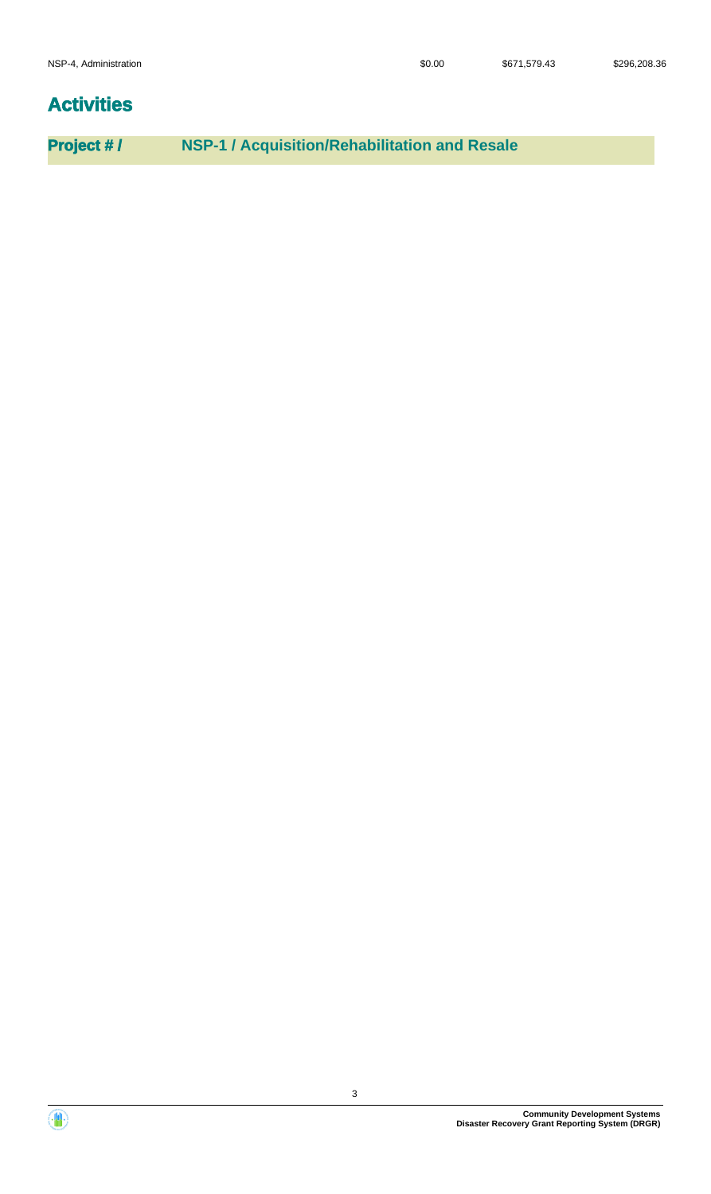| NSP-4, Administration | $0.00 | $671,579.43 | $296,208.36 |
|---|---|---|---|

# Activities

**Project # /** **NSP-1 / Acquisition/Rehabilitation and Resale**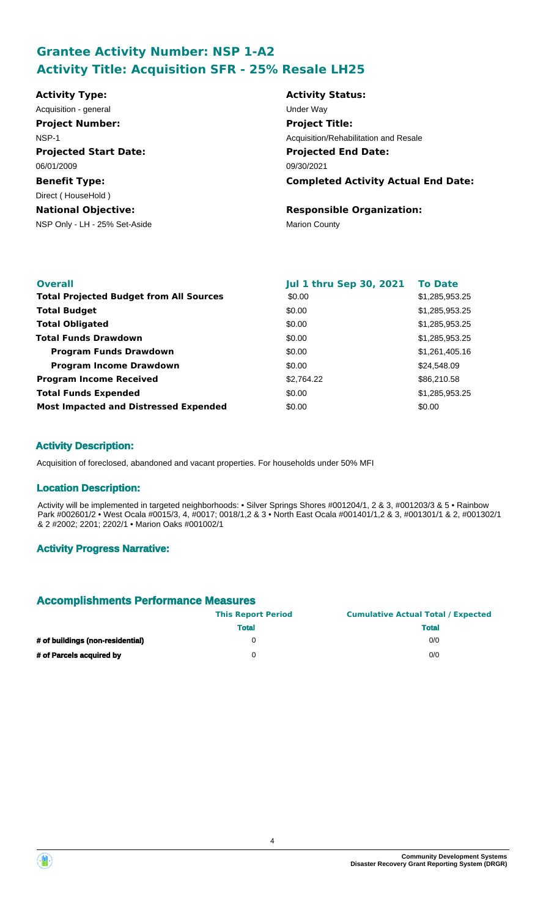## Grantee Activity Number: NSP 1-A2
## Activity Title: Acquisition SFR - 25% Resale LH25

**Activity Type:**
Acquisition - general

**Activity Status:**
Under Way

**Project Number:**
NSP-1

**Project Title:**
Acquisition/Rehabilitation and Resale

**Projected Start Date:**
06/01/2009

**Projected End Date:**
09/30/2021

**Benefit Type:**
Direct ( HouseHold )

**Completed Activity Actual End Date:**

**National Objective:**
NSP Only - LH - 25% Set-Aside

**Responsible Organization:**
Marion County

| Overall | Jul 1 thru Sep 30, 2021 | To Date |
|---|---|---|
| **Total Projected Budget from All Sources** | \$0.00 | \$1,285,953.25 |
| **Total Budget** | \$0.00 | \$1,285,953.25 |
| **Total Obligated** | \$0.00 | \$1,285,953.25 |
| **Total Funds Drawdown** | \$0.00 | \$1,285,953.25 |
| **Program Funds Drawdown** | \$0.00 | \$1,261,405.16 |
| **Program Income Drawdown** | \$0.00 | \$24,548.09 |
| **Program Income Received** | \$2,764.22 | \$86,210.58 |
| **Total Funds Expended** | \$0.00 | \$1,285,953.25 |
| **Most Impacted and Distressed Expended** | \$0.00 | \$0.00 |

### Activity Description:

Acquisition of foreclosed, abandoned and vacant properties. For households under 50% MFI

### Location Description:

Activity will be implemented in targeted neighborhoods: • Silver Springs Shores #001204/1, 2 & 3, #001203/3 & 5 • Rainbow Park #002601/2 • West Ocala #0015/3, 4, #0017; 0018/1,2 & 3 • North East Ocala #001401/1,2 & 3, #001301/1 & 2, #001302/1 & 2 #2002; 2201; 2202/1 • Marion Oaks #001002/1

### Activity Progress Narrative:

### Accomplishments Performance Measures

| | This Report Period | Cumulative Actual Total / Expected |
|---|---|---|
| | **Total** | **Total** |
| **# of buildings (non-residential)** | 0 | 0/0 |
| **# of Parcels acquired by** | 0 | 0/0 |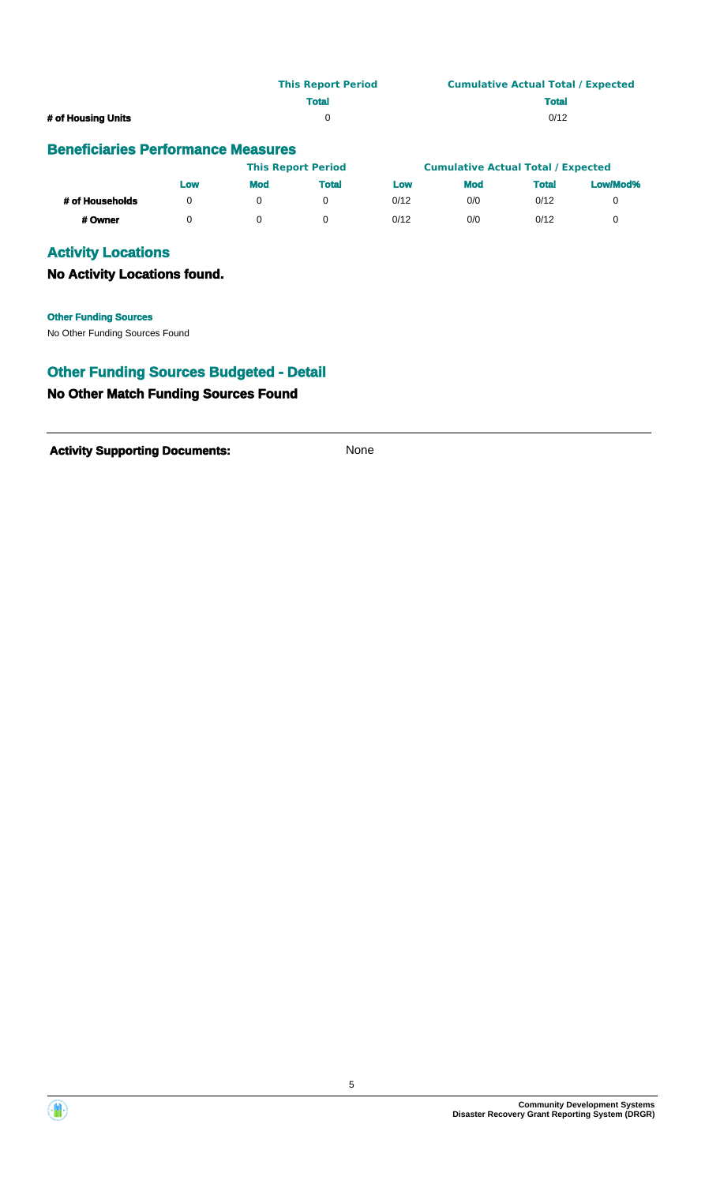| | This Report Period | Cumulative Actual Total / Expected |
|---|---|---|
| | Total | Total |
| # of Housing Units | 0 | 0/12 |

## Beneficiaries Performance Measures

| | This Report Period | | | Cumulative Actual Total / Expected | | | |
|---|---|---|---|---|---|---|---|
| | Low | Mod | Total | Low | Mod | Total | Low/Mod% |
| # of Households | 0 | 0 | 0 | 0/12 | 0/0 | 0/12 | 0 |
| # Owner | 0 | 0 | 0 | 0/12 | 0/0 | 0/12 | 0 |

## Activity Locations

### No Activity Locations found.

**Other Funding Sources**

No Other Funding Sources Found

## Other Funding Sources Budgeted - Detail

### No Other Match Funding Sources Found

---

**Activity Supporting Documents:** None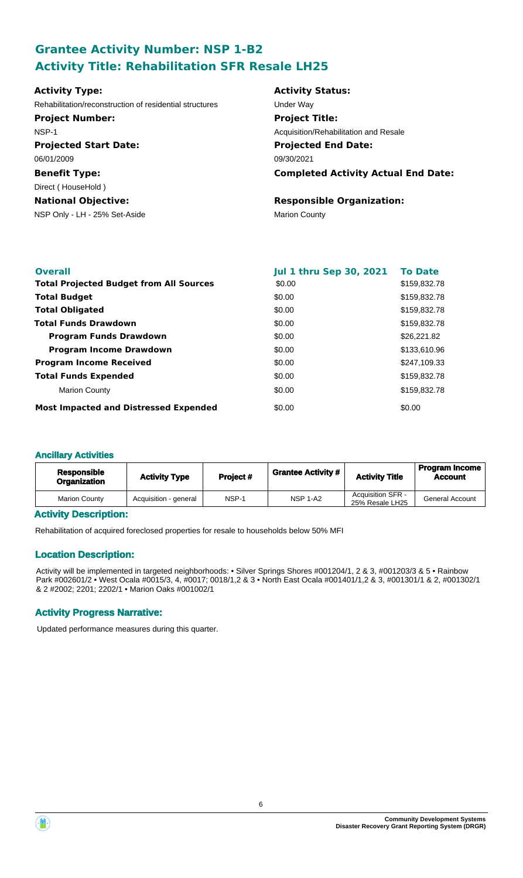## Grantee Activity Number: NSP 1-B2
## Activity Title: Rehabilitation SFR Resale LH25

**Activity Type:**
Rehabilitation/reconstruction of residential structures

**Activity Status:**
Under Way

**Project Number:**
NSP-1

**Project Title:**
Acquisition/Rehabilitation and Resale

**Projected Start Date:**
06/01/2009

**Projected End Date:**
09/30/2021

**Benefit Type:**
Direct ( HouseHold )

**Completed Activity Actual End Date:**

**National Objective:**
NSP Only - LH - 25% Set-Aside

**Responsible Organization:**
Marion County

| Overall | Jul 1 thru Sep 30, 2021 | To Date |
|---|---|---|
| **Total Projected Budget from All Sources** | $0.00 | $159,832.78 |
| **Total Budget** | $0.00 | $159,832.78 |
| **Total Obligated** | $0.00 | $159,832.78 |
| **Total Funds Drawdown** | $0.00 | $159,832.78 |
| **Program Funds Drawdown** | $0.00 | $26,221.82 |
| **Program Income Drawdown** | $0.00 | $133,610.96 |
| **Program Income Received** | $0.00 | $247,109.33 |
| **Total Funds Expended** | $0.00 | $159,832.78 |
| Marion County | $0.00 | $159,832.78 |
| **Most Impacted and Distressed Expended** | $0.00 | $0.00 |

### Ancillary Activities

| Responsible Organization | Activity Type | Project # | Grantee Activity # | Activity Title | Program Income Account |
|---|---|---|---|---|---|
| Marion County | Acquisition - general | NSP-1 | NSP 1-A2 | Acquisition SFR - 25% Resale LH25 | General Account |

### Activity Description:

Rehabilitation of acquired foreclosed properties for resale to households below 50% MFI

### Location Description:

Activity will be implemented in targeted neighborhoods: • Silver Springs Shores #001204/1, 2 & 3, #001203/3 & 5 • Rainbow Park #002601/2 • West Ocala #0015/3, 4, #0017; 0018/1,2 & 3 • North East Ocala #001401/1,2 & 3, #001301/1 & 2, #001302/1 & 2 #2002; 2201; 2202/1 • Marion Oaks #001002/1

### Activity Progress Narrative:

Updated performance measures during this quarter.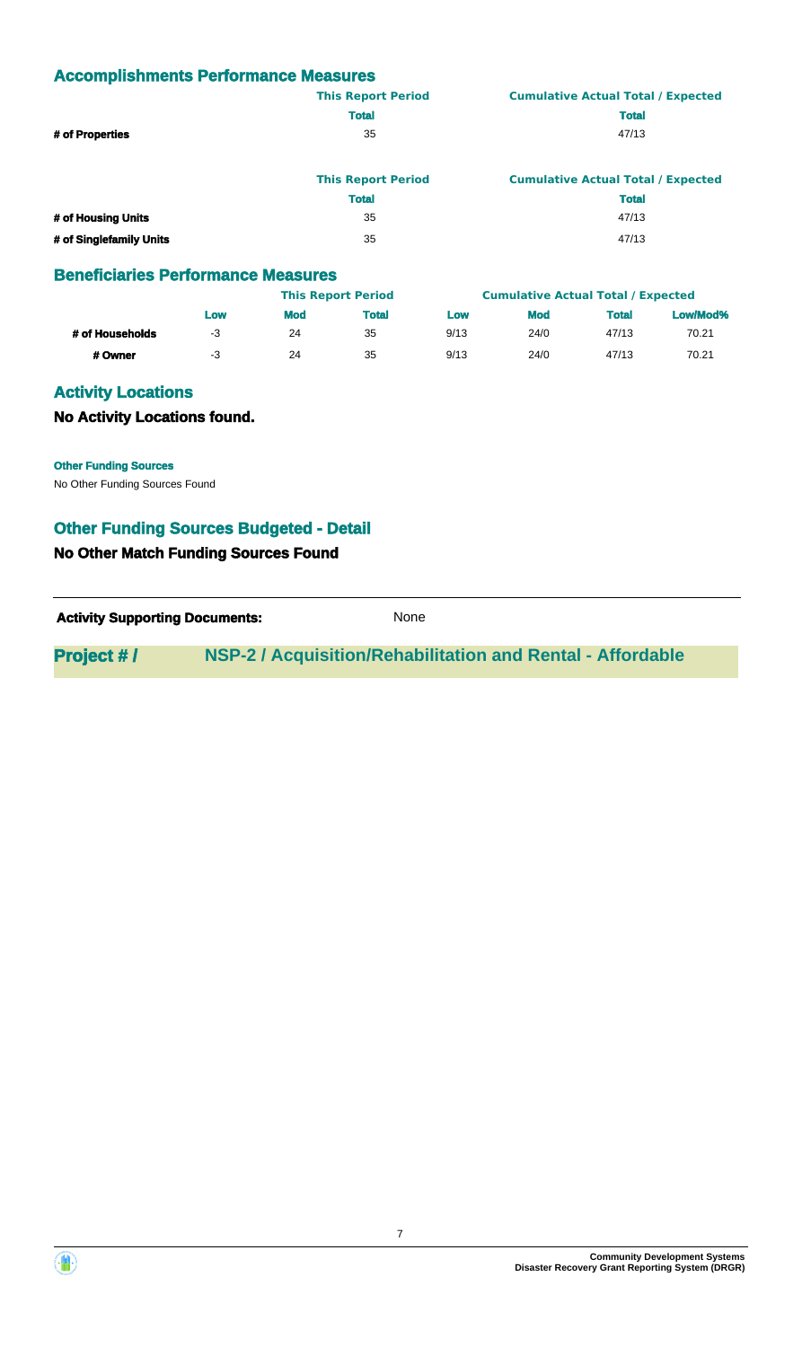## Accomplishments Performance Measures

| | This Report Period | Cumulative Actual Total / Expected |
|---|---|---|
| | **Total** | **Total** |
| **# of Properties** | 35 | 47/13 |

| | This Report Period | Cumulative Actual Total / Expected |
|---|---|---|
| | **Total** | **Total** |
| **# of Housing Units** | 35 | 47/13 |
| **# of Singlefamily Units** | 35 | 47/13 |

## Beneficiaries Performance Measures

| | This Report Period | | | Cumulative Actual Total / Expected | | | |
|---|---|---|---|---|---|---|---|
| | **Low** | **Mod** | **Total** | **Low** | **Mod** | **Total** | **Low/Mod%** |
| **# of Households** | -3 | 24 | 35 | 9/13 | 24/0 | 47/13 | 70.21 |
| **# Owner** | -3 | 24 | 35 | 9/13 | 24/0 | 47/13 | 70.21 |

## Activity Locations

### No Activity Locations found.

**Other Funding Sources**

No Other Funding Sources Found

## Other Funding Sources Budgeted - Detail

### No Other Match Funding Sources Found

**Activity Supporting Documents:** None

**Project # / NSP-2 / Acquisition/Rehabilitation and Rental - Affordable**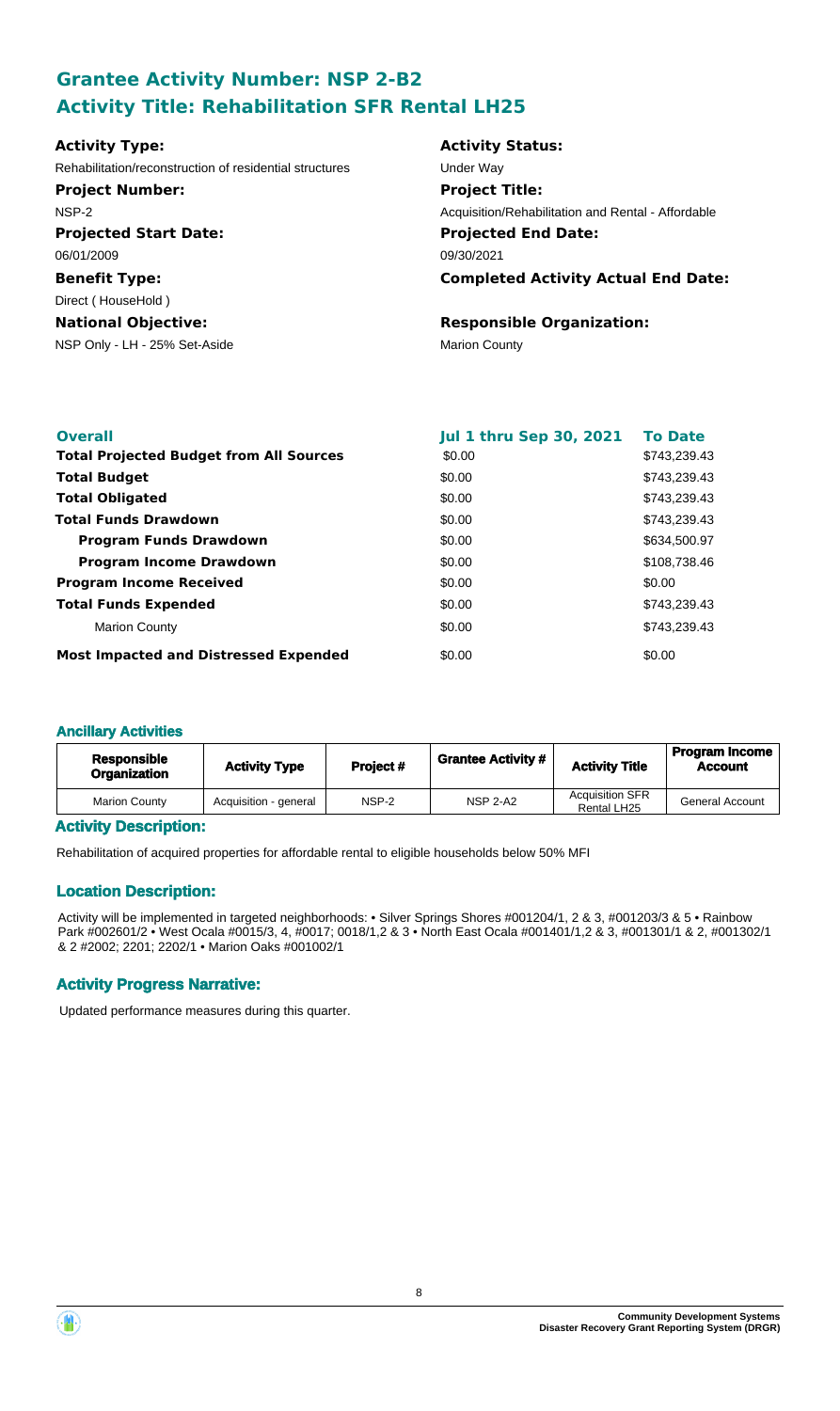## Grantee Activity Number: NSP 2-B2
## Activity Title: Rehabilitation SFR Rental LH25

**Activity Type:**
Rehabilitation/reconstruction of residential structures

**Activity Status:**
Under Way

**Project Number:**
NSP-2

**Project Title:**
Acquisition/Rehabilitation and Rental - Affordable

**Projected Start Date:**
06/01/2009

**Projected End Date:**
09/30/2021

**Benefit Type:**
Direct ( HouseHold )

**Completed Activity Actual End Date:**

**National Objective:**
NSP Only - LH - 25% Set-Aside

**Responsible Organization:**
Marion County

| Overall | Jul 1 thru Sep 30, 2021 | To Date |
|---|---|---|
| **Total Projected Budget from All Sources** | \$0.00 | \$743,239.43 |
| **Total Budget** | \$0.00 | \$743,239.43 |
| **Total Obligated** | \$0.00 | \$743,239.43 |
| **Total Funds Drawdown** | \$0.00 | \$743,239.43 |
| **Program Funds Drawdown** | \$0.00 | \$634,500.97 |
| **Program Income Drawdown** | \$0.00 | \$108,738.46 |
| **Program Income Received** | \$0.00 | \$0.00 |
| **Total Funds Expended** | \$0.00 | \$743,239.43 |
| Marion County | \$0.00 | \$743,239.43 |
| **Most Impacted and Distressed Expended** | \$0.00 | \$0.00 |

### Ancillary Activities

| Responsible Organization | Activity Type | Project # | Grantee Activity # | Activity Title | Program Income Account |
|---|---|---|---|---|---|
| Marion County | Acquisition - general | NSP-2 | NSP 2-A2 | Acquisition SFR Rental LH25 | General Account |

### Activity Description:

Rehabilitation of acquired properties for affordable rental to eligible households below 50% MFI

### Location Description:

Activity will be implemented in targeted neighborhoods: • Silver Springs Shores #001204/1, 2 & 3, #001203/3 & 5 • Rainbow Park #002601/2 • West Ocala #0015/3, 4, #0017; 0018/1,2 & 3 • North East Ocala #001401/1,2 & 3, #001301/1 & 2, #001302/1 & 2 #2002; 2201; 2202/1 • Marion Oaks #001002/1

### Activity Progress Narrative:

Updated performance measures during this quarter.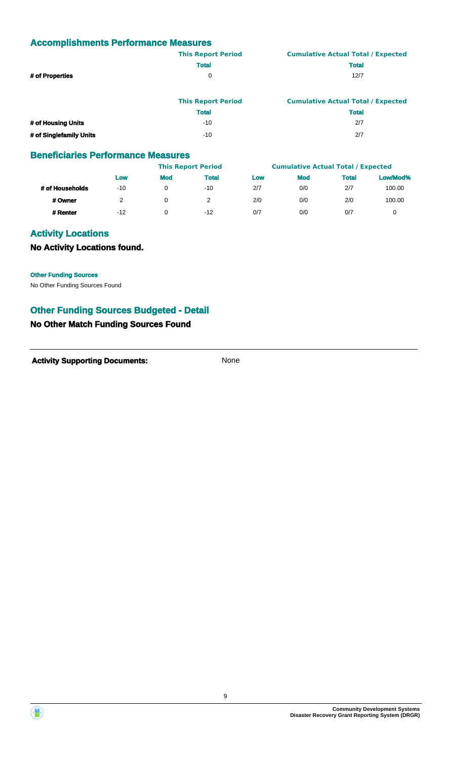## Accomplishments Performance Measures

| | This Report Period | Cumulative Actual Total / Expected |
|---|---|---|
| | Total | Total |
| # of Properties | 0 | 12/7 |

| | This Report Period | Cumulative Actual Total / Expected |
|---|---|---|
| | Total | Total |
| # of Housing Units | -10 | 2/7 |
| # of Singlefamily Units | -10 | 2/7 |

## Beneficiaries Performance Measures

| | This Report Period | | | Cumulative Actual Total / Expected | | | |
|---|---|---|---|---|---|---|---|
| | Low | Mod | Total | Low | Mod | Total | Low/Mod% |
| # of Households | -10 | 0 | -10 | 2/7 | 0/0 | 2/7 | 100.00 |
| # Owner | 2 | 0 | 2 | 2/0 | 0/0 | 2/0 | 100.00 |
| # Renter | -12 | 0 | -12 | 0/7 | 0/0 | 0/7 | 0 |

## Activity Locations

### No Activity Locations found.

**Other Funding Sources**

No Other Funding Sources Found

## Other Funding Sources Budgeted - Detail

### No Other Match Funding Sources Found

**Activity Supporting Documents:** None